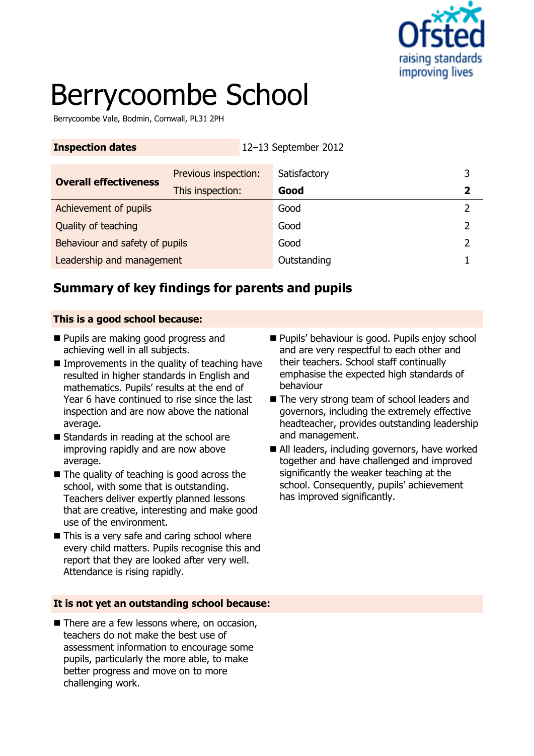# Berrycoombe School

Berrycoombe Vale, Bodmin, Cornwall, PL31 2PH

| **Inspection dates** | | 12–13 September 2012 | |
|---|---|---|---|
| **Overall effectiveness** | Previous inspection: | Satisfactory | 3 |
| | This inspection: | **Good** | **2** |
| Achievement of pupils | | Good | 2 |
| Quality of teaching | | Good | 2 |
| Behaviour and safety of pupils | | Good | 2 |
| Leadership and management | | Outstanding | 1 |

## Summary of key findings for parents and pupils

### This is a good school because:

- Pupils are making good progress and achieving well in all subjects.
- Improvements in the quality of teaching have resulted in higher standards in English and mathematics. Pupils' results at the end of Year 6 have continued to rise since the last inspection and are now above the national average.
- Standards in reading at the school are improving rapidly and are now above average.
- The quality of teaching is good across the school, with some that is outstanding. Teachers deliver expertly planned lessons that are creative, interesting and make good use of the environment.
- This is a very safe and caring school where every child matters. Pupils recognise this and report that they are looked after very well. Attendance is rising rapidly.
- Pupils' behaviour is good. Pupils enjoy school and are very respectful to each other and their teachers. School staff continually emphasise the expected high standards of behaviour
- The very strong team of school leaders and governors, including the extremely effective headteacher, provides outstanding leadership and management.
- All leaders, including governors, have worked together and have challenged and improved significantly the weaker teaching at the school. Consequently, pupils' achievement has improved significantly.

### It is not yet an outstanding school because:

- There are a few lessons where, on occasion, teachers do not make the best use of assessment information to encourage some pupils, particularly the more able, to make better progress and move on to more challenging work.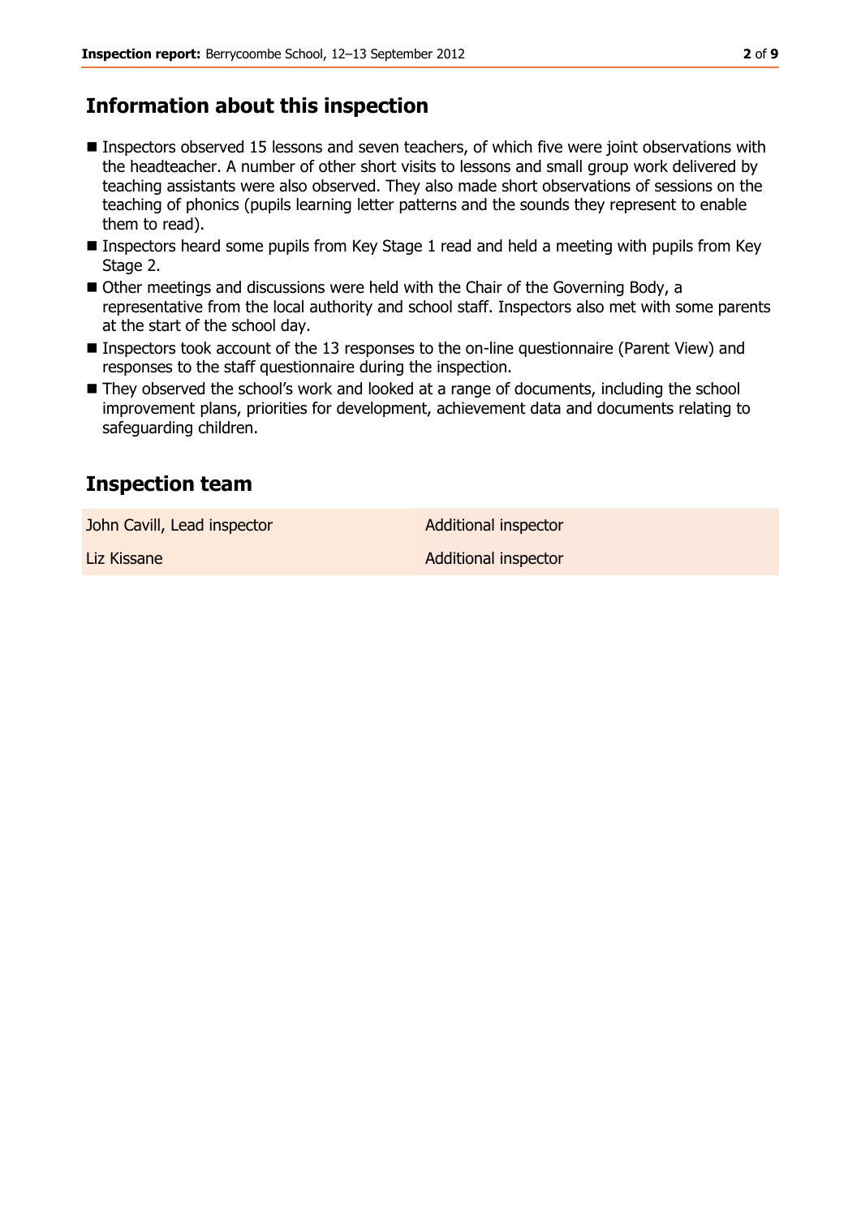## Information about this inspection

- Inspectors observed 15 lessons and seven teachers, of which five were joint observations with the headteacher. A number of other short visits to lessons and small group work delivered by teaching assistants were also observed. They also made short observations of sessions on the teaching of phonics (pupils learning letter patterns and the sounds they represent to enable them to read).
- Inspectors heard some pupils from Key Stage 1 read and held a meeting with pupils from Key Stage 2.
- Other meetings and discussions were held with the Chair of the Governing Body, a representative from the local authority and school staff. Inspectors also met with some parents at the start of the school day.
- Inspectors took account of the 13 responses to the on-line questionnaire (Parent View) and responses to the staff questionnaire during the inspection.
- They observed the school's work and looked at a range of documents, including the school improvement plans, priorities for development, achievement data and documents relating to safeguarding children.

## Inspection team

| | |
|---|---|
| John Cavill, Lead inspector | Additional inspector |
| Liz Kissane | Additional inspector |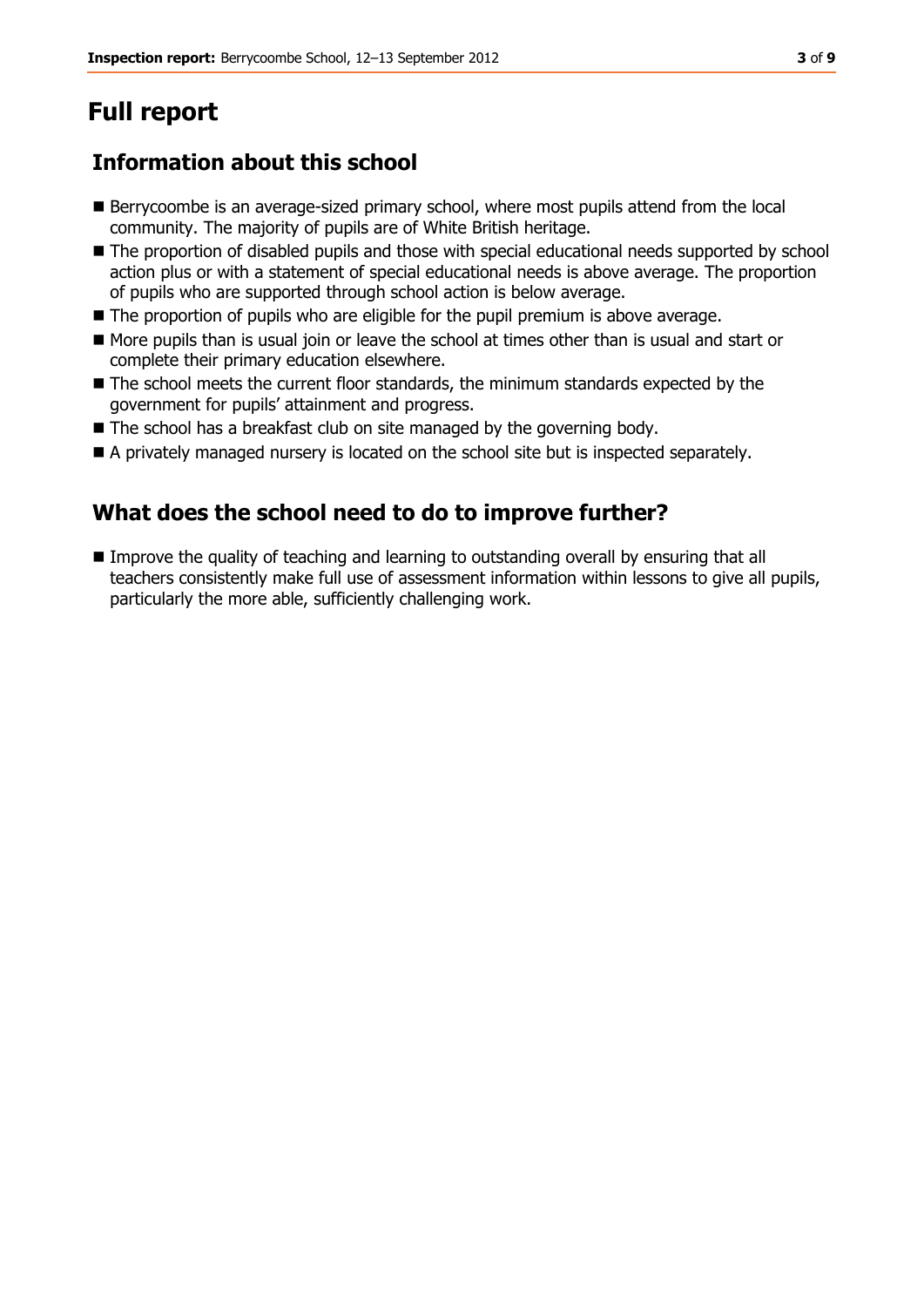# Full report

## Information about this school

- Berrycoombe is an average-sized primary school, where most pupils attend from the local community. The majority of pupils are of White British heritage.
- The proportion of disabled pupils and those with special educational needs supported by school action plus or with a statement of special educational needs is above average. The proportion of pupils who are supported through school action is below average.
- The proportion of pupils who are eligible for the pupil premium is above average.
- More pupils than is usual join or leave the school at times other than is usual and start or complete their primary education elsewhere.
- The school meets the current floor standards, the minimum standards expected by the government for pupils' attainment and progress.
- The school has a breakfast club on site managed by the governing body.
- A privately managed nursery is located on the school site but is inspected separately.

## What does the school need to do to improve further?

- Improve the quality of teaching and learning to outstanding overall by ensuring that all teachers consistently make full use of assessment information within lessons to give all pupils, particularly the more able, sufficiently challenging work.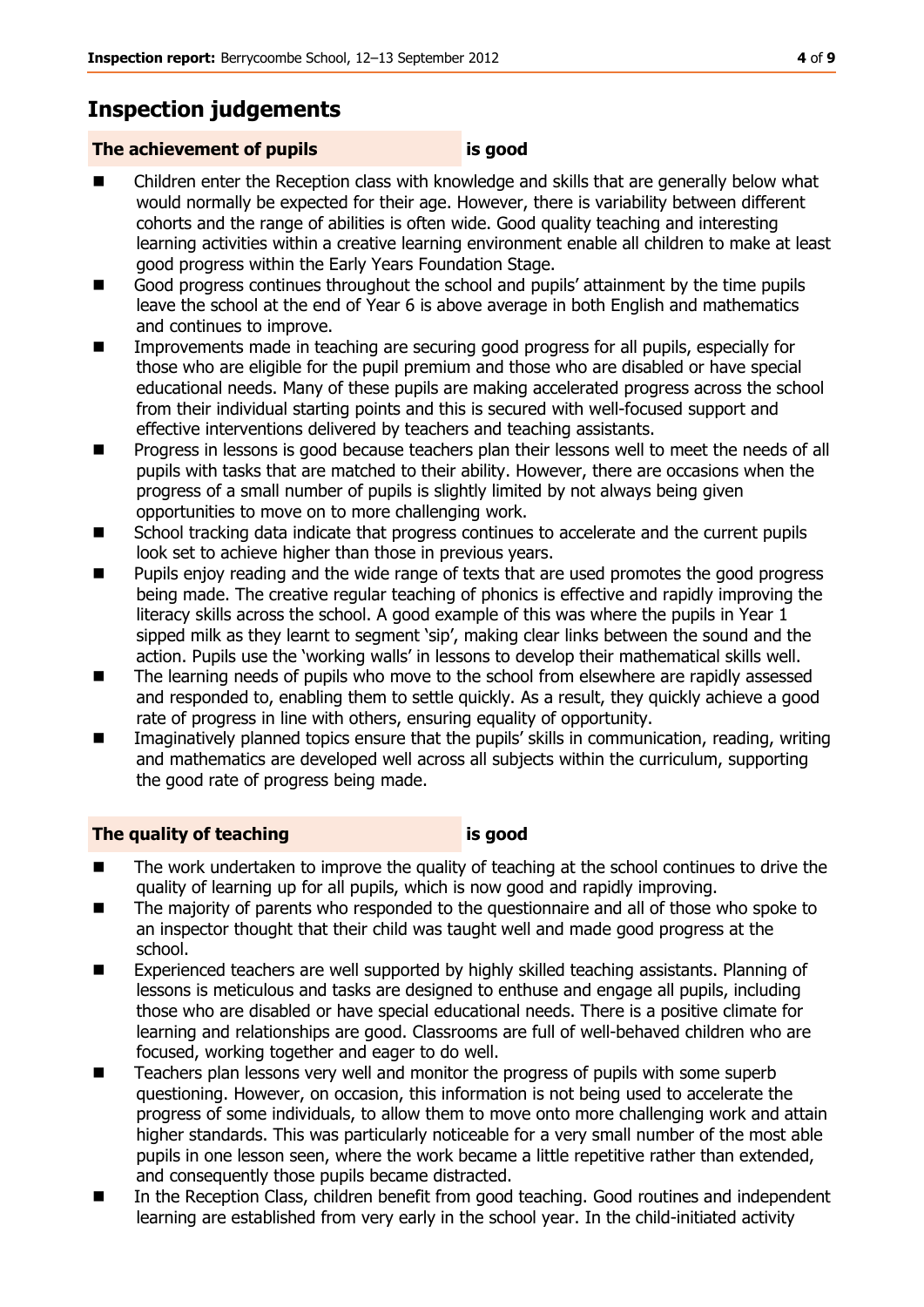# Inspection judgements

### The achievement of pupils is good

- Children enter the Reception class with knowledge and skills that are generally below what would normally be expected for their age. However, there is variability between different cohorts and the range of abilities is often wide. Good quality teaching and interesting learning activities within a creative learning environment enable all children to make at least good progress within the Early Years Foundation Stage.
- Good progress continues throughout the school and pupils' attainment by the time pupils leave the school at the end of Year 6 is above average in both English and mathematics and continues to improve.
- Improvements made in teaching are securing good progress for all pupils, especially for those who are eligible for the pupil premium and those who are disabled or have special educational needs. Many of these pupils are making accelerated progress across the school from their individual starting points and this is secured with well-focused support and effective interventions delivered by teachers and teaching assistants.
- Progress in lessons is good because teachers plan their lessons well to meet the needs of all pupils with tasks that are matched to their ability. However, there are occasions when the progress of a small number of pupils is slightly limited by not always being given opportunities to move on to more challenging work.
- School tracking data indicate that progress continues to accelerate and the current pupils look set to achieve higher than those in previous years.
- Pupils enjoy reading and the wide range of texts that are used promotes the good progress being made. The creative regular teaching of phonics is effective and rapidly improving the literacy skills across the school. A good example of this was where the pupils in Year 1 sipped milk as they learnt to segment 'sip', making clear links between the sound and the action. Pupils use the 'working walls' in lessons to develop their mathematical skills well.
- The learning needs of pupils who move to the school from elsewhere are rapidly assessed and responded to, enabling them to settle quickly. As a result, they quickly achieve a good rate of progress in line with others, ensuring equality of opportunity.
- Imaginatively planned topics ensure that the pupils' skills in communication, reading, writing and mathematics are developed well across all subjects within the curriculum, supporting the good rate of progress being made.

### The quality of teaching is good

- The work undertaken to improve the quality of teaching at the school continues to drive the quality of learning up for all pupils, which is now good and rapidly improving.
- The majority of parents who responded to the questionnaire and all of those who spoke to an inspector thought that their child was taught well and made good progress at the school.
- Experienced teachers are well supported by highly skilled teaching assistants. Planning of lessons is meticulous and tasks are designed to enthuse and engage all pupils, including those who are disabled or have special educational needs. There is a positive climate for learning and relationships are good. Classrooms are full of well-behaved children who are focused, working together and eager to do well.
- Teachers plan lessons very well and monitor the progress of pupils with some superb questioning. However, on occasion, this information is not being used to accelerate the progress of some individuals, to allow them to move onto more challenging work and attain higher standards. This was particularly noticeable for a very small number of the most able pupils in one lesson seen, where the work became a little repetitive rather than extended, and consequently those pupils became distracted.
- In the Reception Class, children benefit from good teaching. Good routines and independent learning are established from very early in the school year. In the child-initiated activity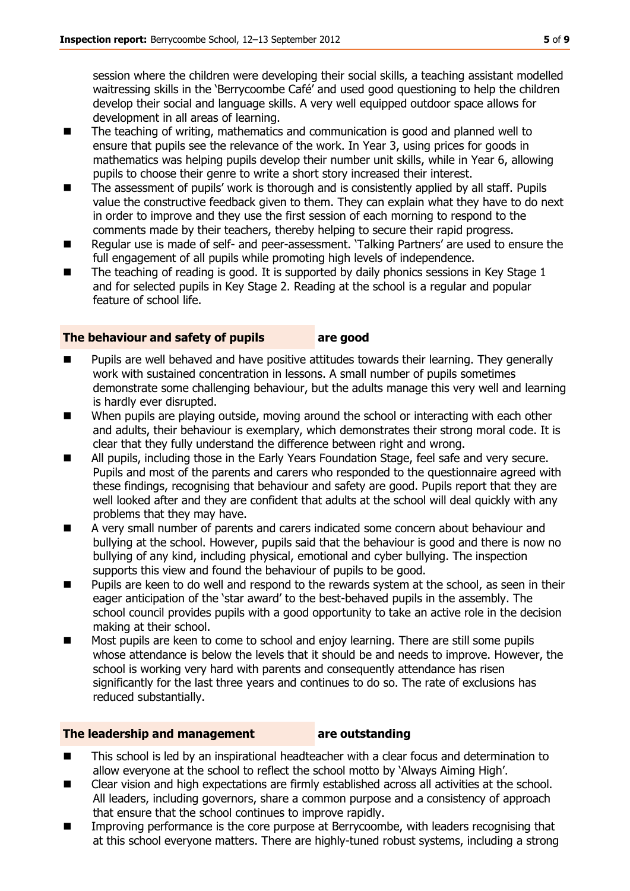session where the children were developing their social skills, a teaching assistant modelled waitressing skills in the 'Berrycoombe Café' and used good questioning to help the children develop their social and language skills. A very well equipped outdoor space allows for development in all areas of learning.

- The teaching of writing, mathematics and communication is good and planned well to ensure that pupils see the relevance of the work. In Year 3, using prices for goods in mathematics was helping pupils develop their number unit skills, while in Year 6, allowing pupils to choose their genre to write a short story increased their interest.
- The assessment of pupils' work is thorough and is consistently applied by all staff. Pupils value the constructive feedback given to them. They can explain what they have to do next in order to improve and they use the first session of each morning to respond to the comments made by their teachers, thereby helping to secure their rapid progress.
- Regular use is made of self- and peer-assessment. 'Talking Partners' are used to ensure the full engagement of all pupils while promoting high levels of independence.
- The teaching of reading is good. It is supported by daily phonics sessions in Key Stage 1 and for selected pupils in Key Stage 2. Reading at the school is a regular and popular feature of school life.

### The behaviour and safety of pupils are good

- Pupils are well behaved and have positive attitudes towards their learning. They generally work with sustained concentration in lessons. A small number of pupils sometimes demonstrate some challenging behaviour, but the adults manage this very well and learning is hardly ever disrupted.
- When pupils are playing outside, moving around the school or interacting with each other and adults, their behaviour is exemplary, which demonstrates their strong moral code. It is clear that they fully understand the difference between right and wrong.
- All pupils, including those in the Early Years Foundation Stage, feel safe and very secure. Pupils and most of the parents and carers who responded to the questionnaire agreed with these findings, recognising that behaviour and safety are good. Pupils report that they are well looked after and they are confident that adults at the school will deal quickly with any problems that they may have.
- A very small number of parents and carers indicated some concern about behaviour and bullying at the school. However, pupils said that the behaviour is good and there is now no bullying of any kind, including physical, emotional and cyber bullying. The inspection supports this view and found the behaviour of pupils to be good.
- Pupils are keen to do well and respond to the rewards system at the school, as seen in their eager anticipation of the 'star award' to the best-behaved pupils in the assembly. The school council provides pupils with a good opportunity to take an active role in the decision making at their school.
- Most pupils are keen to come to school and enjoy learning. There are still some pupils whose attendance is below the levels that it should be and needs to improve. However, the school is working very hard with parents and consequently attendance has risen significantly for the last three years and continues to do so. The rate of exclusions has reduced substantially.

### The leadership and management are outstanding

- This school is led by an inspirational headteacher with a clear focus and determination to allow everyone at the school to reflect the school motto by 'Always Aiming High'.
- Clear vision and high expectations are firmly established across all activities at the school. All leaders, including governors, share a common purpose and a consistency of approach that ensure that the school continues to improve rapidly.
- Improving performance is the core purpose at Berrycoombe, with leaders recognising that at this school everyone matters. There are highly-tuned robust systems, including a strong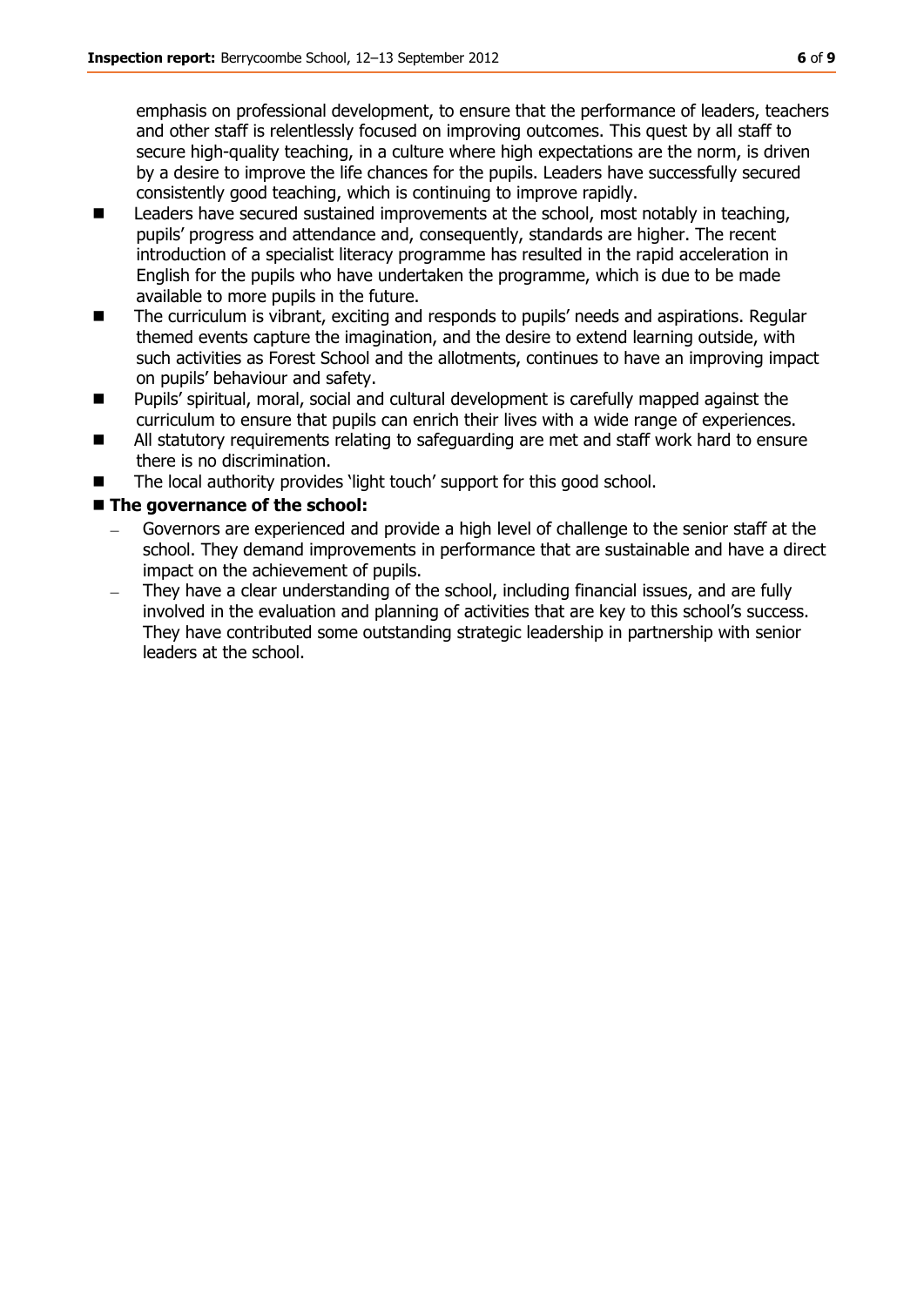emphasis on professional development, to ensure that the performance of leaders, teachers and other staff is relentlessly focused on improving outcomes. This quest by all staff to secure high-quality teaching, in a culture where high expectations are the norm, is driven by a desire to improve the life chances for the pupils. Leaders have successfully secured consistently good teaching, which is continuing to improve rapidly.

- Leaders have secured sustained improvements at the school, most notably in teaching, pupils' progress and attendance and, consequently, standards are higher. The recent introduction of a specialist literacy programme has resulted in the rapid acceleration in English for the pupils who have undertaken the programme, which is due to be made available to more pupils in the future.
- The curriculum is vibrant, exciting and responds to pupils' needs and aspirations. Regular themed events capture the imagination, and the desire to extend learning outside, with such activities as Forest School and the allotments, continues to have an improving impact on pupils' behaviour and safety.
- Pupils' spiritual, moral, social and cultural development is carefully mapped against the curriculum to ensure that pupils can enrich their lives with a wide range of experiences.
- All statutory requirements relating to safeguarding are met and staff work hard to ensure there is no discrimination.
- The local authority provides 'light touch' support for this good school.
- **The governance of the school:**
  - Governors are experienced and provide a high level of challenge to the senior staff at the school. They demand improvements in performance that are sustainable and have a direct impact on the achievement of pupils.
  - They have a clear understanding of the school, including financial issues, and are fully involved in the evaluation and planning of activities that are key to this school's success. They have contributed some outstanding strategic leadership in partnership with senior leaders at the school.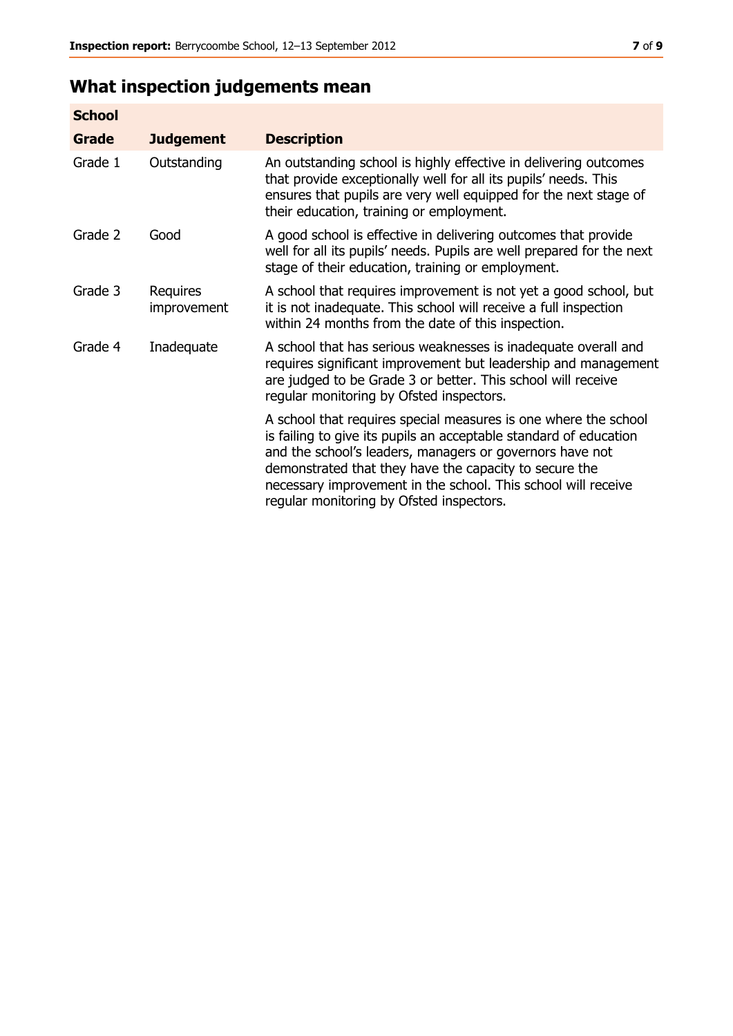## What inspection judgements mean

| School | | |
|---|---|---|
| **Grade** | **Judgement** | **Description** |
| Grade 1 | Outstanding | An outstanding school is highly effective in delivering outcomes that provide exceptionally well for all its pupils' needs. This ensures that pupils are very well equipped for the next stage of their education, training or employment. |
| Grade 2 | Good | A good school is effective in delivering outcomes that provide well for all its pupils' needs. Pupils are well prepared for the next stage of their education, training or employment. |
| Grade 3 | Requires improvement | A school that requires improvement is not yet a good school, but it is not inadequate. This school will receive a full inspection within 24 months from the date of this inspection. |
| Grade 4 | Inadequate | A school that has serious weaknesses is inadequate overall and requires significant improvement but leadership and management are judged to be Grade 3 or better. This school will receive regular monitoring by Ofsted inspectors. |
| | | A school that requires special measures is one where the school is failing to give its pupils an acceptable standard of education and the school's leaders, managers or governors have not demonstrated that they have the capacity to secure the necessary improvement in the school. This school will receive regular monitoring by Ofsted inspectors. |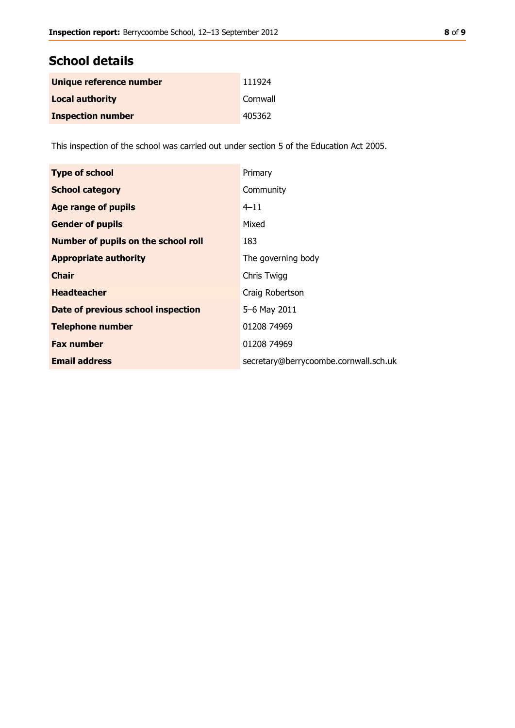## School details

| | |
|---|---|
| **Unique reference number** | 111924 |
| **Local authority** | Cornwall |
| **Inspection number** | 405362 |

This inspection of the school was carried out under section 5 of the Education Act 2005.

| | |
|---|---|
| **Type of school** | Primary |
| **School category** | Community |
| **Age range of pupils** | 4–11 |
| **Gender of pupils** | Mixed |
| **Number of pupils on the school roll** | 183 |
| **Appropriate authority** | The governing body |
| **Chair** | Chris Twigg |
| **Headteacher** | Craig Robertson |
| **Date of previous school inspection** | 5–6 May 2011 |
| **Telephone number** | 01208 74969 |
| **Fax number** | 01208 74969 |
| **Email address** | secretary@berrycoombe.cornwall.sch.uk |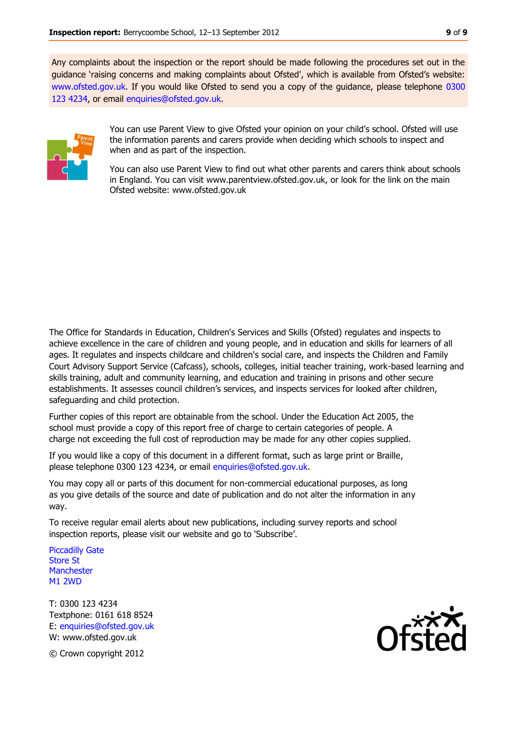Any complaints about the inspection or the report should be made following the procedures set out in the guidance 'raising concerns and making complaints about Ofsted', which is available from Ofsted's website: www.ofsted.gov.uk. If you would like Ofsted to send you a copy of the guidance, please telephone 0300 123 4234, or email enquiries@ofsted.gov.uk.

You can use Parent View to give Ofsted your opinion on your child's school. Ofsted will use the information parents and carers provide when deciding which schools to inspect and when and as part of the inspection.

You can also use Parent View to find out what other parents and carers think about schools in England. You can visit www.parentview.ofsted.gov.uk, or look for the link on the main Ofsted website: www.ofsted.gov.uk

The Office for Standards in Education, Children's Services and Skills (Ofsted) regulates and inspects to achieve excellence in the care of children and young people, and in education and skills for learners of all ages. It regulates and inspects childcare and children's social care, and inspects the Children and Family Court Advisory Support Service (Cafcass), schools, colleges, initial teacher training, work-based learning and skills training, adult and community learning, and education and training in prisons and other secure establishments. It assesses council children's services, and inspects services for looked after children, safeguarding and child protection.

Further copies of this report are obtainable from the school. Under the Education Act 2005, the school must provide a copy of this report free of charge to certain categories of people. A charge not exceeding the full cost of reproduction may be made for any other copies supplied.

If you would like a copy of this document in a different format, such as large print or Braille, please telephone 0300 123 4234, or email enquiries@ofsted.gov.uk.

You may copy all or parts of this document for non-commercial educational purposes, as long as you give details of the source and date of publication and do not alter the information in any way.

To receive regular email alerts about new publications, including survey reports and school inspection reports, please visit our website and go to 'Subscribe'.

Piccadilly Gate
Store St
Manchester
M1 2WD

T: 0300 123 4234
Textphone: 0161 618 8524
E: enquiries@ofsted.gov.uk
W: www.ofsted.gov.uk

© Crown copyright 2012